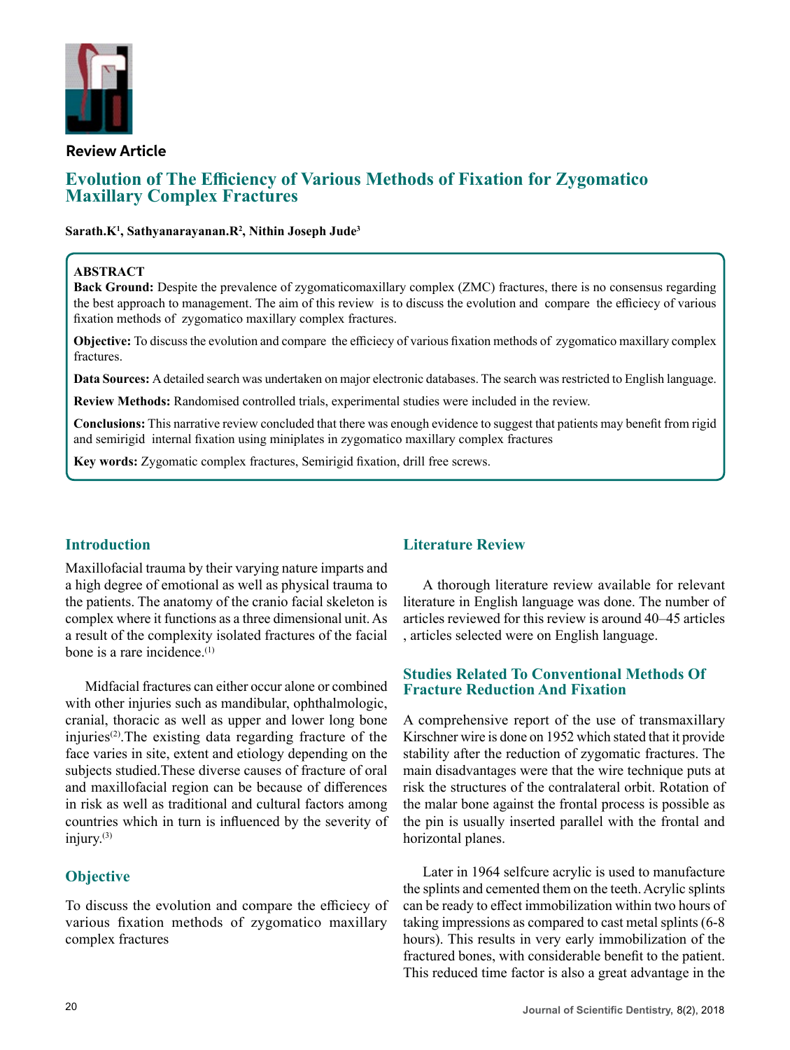**Review Article**

# Evolution of The Efficiency of Various Methods of Fixation for Zygomatico Maxillary Complex Fractures

**Sarath.K[1], Sathyanarayanan.R[2], Nithin Joseph Jude[3]**

**ABSTRACT**

**Back Ground:** Despite the prevalence of zygomaticomaxillary complex (ZMC) fractures, there is no consensus regarding the best approach to management. The aim of this review is to discuss the evolution and compare the efficiecy of various fixation methods of zygomatico maxillary complex fractures.

**Objective:** To discuss the evolution and compare the efficiecy of various fixation methods of zygomatico maxillary complex fractures.

**Data Sources:** A detailed search was undertaken on major electronic databases. The search was restricted to English language.

**Review Methods:** Randomised controlled trials, experimental studies were included in the review.

**Conclusions:** This narrative review concluded that there was enough evidence to suggest that patients may benefit from rigid and semirigid internal fixation using miniplates in zygomatico maxillary complex fractures

**Key words:** Zygomatic complex fractures, Semirigid fixation, drill free screws.

## Introduction

Maxillofacial trauma by their varying nature imparts and a high degree of emotional as well as physical trauma to the patients. The anatomy of the cranio facial skeleton is complex where it functions as a three dimensional unit. As a result of the complexity isolated fractures of the facial bone is a rare incidence.[1]

Midfacial fractures can either occur alone or combined with other injuries such as mandibular, ophthalmologic, cranial, thoracic as well as upper and lower long bone injuries[2].The existing data regarding fracture of the face varies in site, extent and etiology depending on the subjects studied.These diverse causes of fracture of oral and maxillofacial region can be because of differences in risk as well as traditional and cultural factors among countries which in turn is influenced by the severity of injury.[3]

## Objective

To discuss the evolution and compare the efficiecy of various fixation methods of zygomatico maxillary complex fractures

## Literature Review

A thorough literature review available for relevant literature in English language was done. The number of articles reviewed for this review is around 40–45 articles , articles selected were on English language.

## Studies Related To Conventional Methods Of Fracture Reduction And Fixation

A comprehensive report of the use of transmaxillary Kirschner wire is done on 1952 which stated that it provide stability after the reduction of zygomatic fractures. The main disadvantages were that the wire technique puts at risk the structures of the contralateral orbit. Rotation of the malar bone against the frontal process is possible as the pin is usually inserted parallel with the frontal and horizontal planes.

Later in 1964 selfcure acrylic is used to manufacture the splints and cemented them on the teeth. Acrylic splints can be ready to effect immobilization within two hours of taking impressions as compared to cast metal splints (6-8 hours). This results in very early immobilization of the fractured bones, with considerable benefit to the patient. This reduced time factor is also a great advantage in the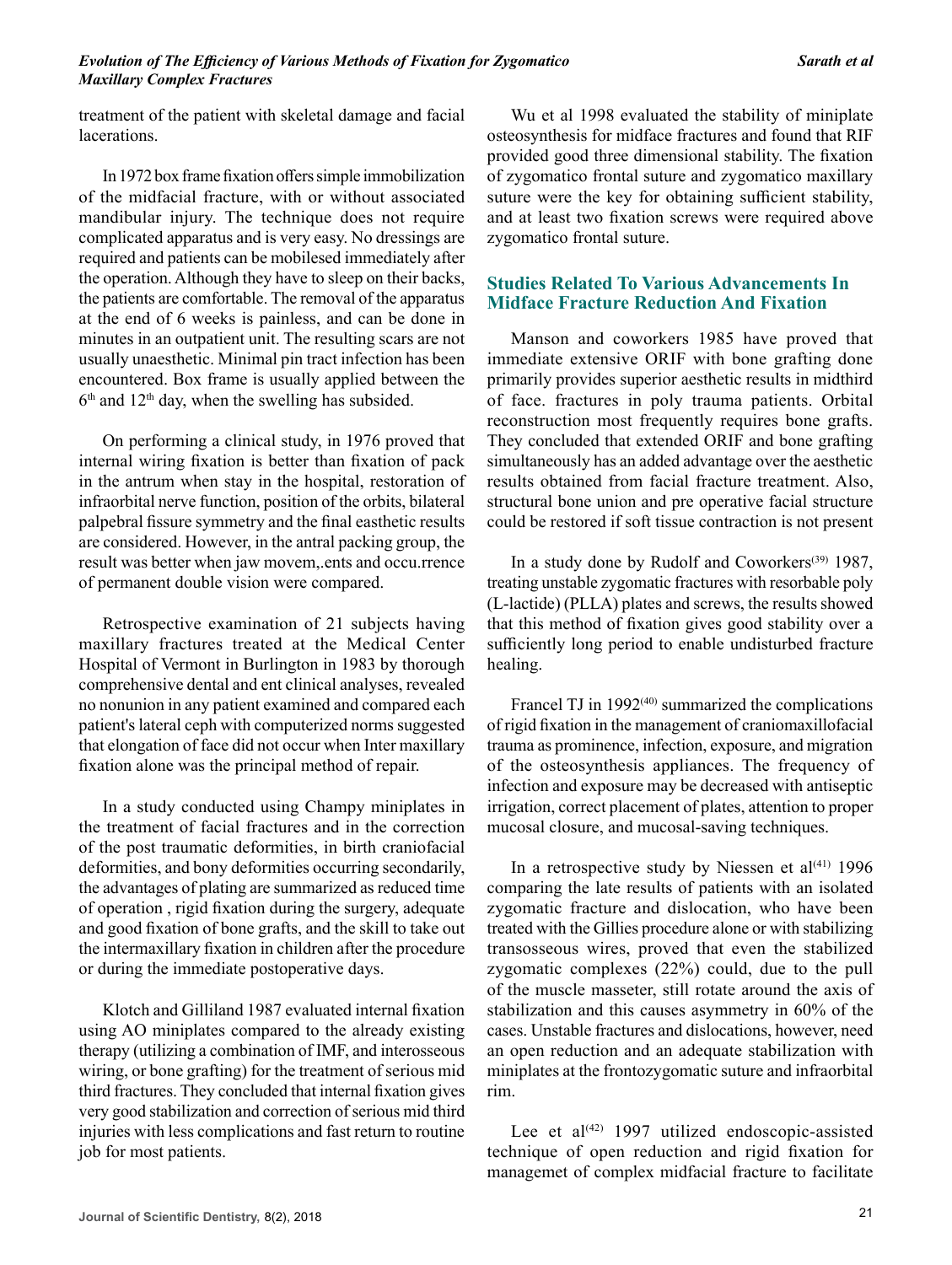treatment of the patient with skeletal damage and facial lacerations.

In 1972 box frame fixation offers simple immobilization of the midfacial fracture, with or without associated mandibular injury. The technique does not require complicated apparatus and is very easy. No dressings are required and patients can be mobilesed immediately after the operation. Although they have to sleep on their backs, the patients are comfortable. The removal of the apparatus at the end of 6 weeks is painless, and can be done in minutes in an outpatient unit. The resulting scars are not usually unaesthetic. Minimal pin tract infection has been encountered. Box frame is usually applied between the 6[th] and 12[th] day, when the swelling has subsided.

On performing a clinical study, in 1976 proved that internal wiring fixation is better than fixation of pack in the antrum when stay in the hospital, restoration of infraorbital nerve function, position of the orbits, bilateral palpebral fissure symmetry and the final easthetic results are considered. However, in the antral packing group, the result was better when jaw movem,.ents and occu.rrence of permanent double vision were compared.

Retrospective examination of 21 subjects having maxillary fractures treated at the Medical Center Hospital of Vermont in Burlington in 1983 by thorough comprehensive dental and ent clinical analyses, revealed no nonunion in any patient examined and compared each patient's lateral ceph with computerized norms suggested that elongation of face did not occur when Inter maxillary fixation alone was the principal method of repair.

In a study conducted using Champy miniplates in the treatment of facial fractures and in the correction of the post traumatic deformities, in birth craniofacial deformities, and bony deformities occurring secondarily, the advantages of plating are summarized as reduced time of operation , rigid fixation during the surgery, adequate and good fixation of bone grafts, and the skill to take out the intermaxillary fixation in children after the procedure or during the immediate postoperative days.

Klotch and Gilliland 1987 evaluated internal fixation using AO miniplates compared to the already existing therapy (utilizing a combination of IMF, and interosseous wiring, or bone grafting) for the treatment of serious mid third fractures. They concluded that internal fixation gives very good stabilization and correction of serious mid third injuries with less complications and fast return to routine job for most patients.

Wu et al 1998 evaluated the stability of miniplate osteosynthesis for midface fractures and found that RIF provided good three dimensional stability. The fixation of zygomatico frontal suture and zygomatico maxillary suture were the key for obtaining sufficient stability, and at least two fixation screws were required above zygomatico frontal suture.

## Studies Related To Various Advancements In Midface Fracture Reduction And Fixation

Manson and coworkers 1985 have proved that immediate extensive ORIF with bone grafting done primarily provides superior aesthetic results in midthird of face. fractures in poly trauma patients. Orbital reconstruction most frequently requires bone grafts. They concluded that extended ORIF and bone grafting simultaneously has an added advantage over the aesthetic results obtained from facial fracture treatment. Also, structural bone union and pre operative facial structure could be restored if soft tissue contraction is not present

In a study done by Rudolf and Coworkers[39] 1987, treating unstable zygomatic fractures with resorbable poly (L-lactide) (PLLA) plates and screws, the results showed that this method of fixation gives good stability over a sufficiently long period to enable undisturbed fracture healing.

Francel TJ in 1992[40] summarized the complications of rigid fixation in the management of craniomaxillofacial trauma as prominence, infection, exposure, and migration of the osteosynthesis appliances. The frequency of infection and exposure may be decreased with antiseptic irrigation, correct placement of plates, attention to proper mucosal closure, and mucosal-saving techniques.

In a retrospective study by Niessen et al[41] 1996 comparing the late results of patients with an isolated zygomatic fracture and dislocation, who have been treated with the Gillies procedure alone or with stabilizing transosseous wires, proved that even the stabilized zygomatic complexes (22%) could, due to the pull of the muscle masseter, still rotate around the axis of stabilization and this causes asymmetry in 60% of the cases. Unstable fractures and dislocations, however, need an open reduction and an adequate stabilization with miniplates at the frontozygomatic suture and infraorbital rim.

Lee et al[42] 1997 utilized endoscopic-assisted technique of open reduction and rigid fixation for managemet of complex midfacial fracture to facilitate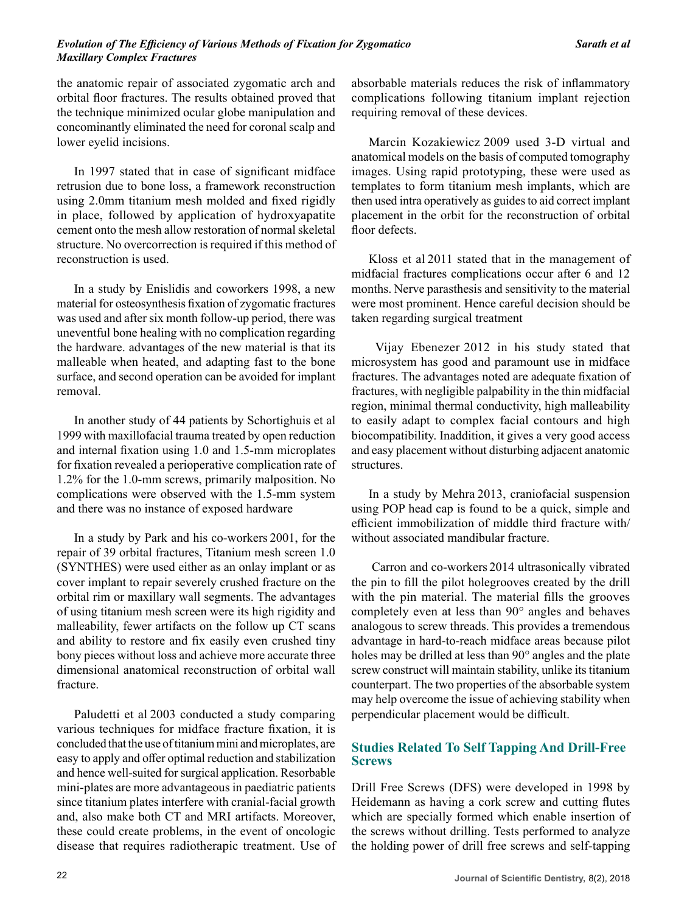the anatomic repair of associated zygomatic arch and orbital floor fractures. The results obtained proved that the technique minimized ocular globe manipulation and concominantly eliminated the need for coronal scalp and lower eyelid incisions.

In 1997 stated that in case of significant midface retrusion due to bone loss, a framework reconstruction using 2.0mm titanium mesh molded and fixed rigidly in place, followed by application of hydroxyapatite cement onto the mesh allow restoration of normal skeletal structure. No overcorrection is required if this method of reconstruction is used.

In a study by Enislidis and coworkers 1998, a new material for osteosynthesis fixation of zygomatic fractures was used and after six month follow-up period, there was uneventful bone healing with no complication regarding the hardware. advantages of the new material is that its malleable when heated, and adapting fast to the bone surface, and second operation can be avoided for implant removal.

In another study of 44 patients by Schortighuis et al 1999 with maxillofacial trauma treated by open reduction and internal fixation using 1.0 and 1.5-mm microplates for fixation revealed a perioperative complication rate of 1.2% for the 1.0-mm screws, primarily malposition. No complications were observed with the 1.5-mm system and there was no instance of exposed hardware

In a study by Park and his co-workers 2001, for the repair of 39 orbital fractures, Titanium mesh screen 1.0 (SYNTHES) were used either as an onlay implant or as cover implant to repair severely crushed fracture on the orbital rim or maxillary wall segments. The advantages of using titanium mesh screen were its high rigidity and malleability, fewer artifacts on the follow up CT scans and ability to restore and fix easily even crushed tiny bony pieces without loss and achieve more accurate three dimensional anatomical reconstruction of orbital wall fracture.

Paludetti et al 2003 conducted a study comparing various techniques for midface fracture fixation, it is concluded that the use of titanium mini and microplates, are easy to apply and offer optimal reduction and stabilization and hence well-suited for surgical application. Resorbable mini-plates are more advantageous in paediatric patients since titanium plates interfere with cranial-facial growth and, also make both CT and MRI artifacts. Moreover, these could create problems, in the event of oncologic disease that requires radiotherapic treatment. Use of absorbable materials reduces the risk of inflammatory complications following titanium implant rejection requiring removal of these devices.

Marcin Kozakiewicz 2009 used 3-D virtual and anatomical models on the basis of computed tomography images. Using rapid prototyping, these were used as templates to form titanium mesh implants, which are then used intra operatively as guides to aid correct implant placement in the orbit for the reconstruction of orbital floor defects.

Kloss et al 2011 stated that in the management of midfacial fractures complications occur after 6 and 12 months. Nerve parasthesis and sensitivity to the material were most prominent. Hence careful decision should be taken regarding surgical treatment

Vijay Ebenezer 2012 in his study stated that microsystem has good and paramount use in midface fractures. The advantages noted are adequate fixation of fractures, with negligible palpability in the thin midfacial region, minimal thermal conductivity, high malleability to easily adapt to complex facial contours and high biocompatibility. Inaddition, it gives a very good access and easy placement without disturbing adjacent anatomic structures.

In a study by Mehra 2013, craniofacial suspension using POP head cap is found to be a quick, simple and efficient immobilization of middle third fracture with/without associated mandibular fracture.

Carron and co-workers 2014 ultrasonically vibrated the pin to fill the pilot holegrooves created by the drill with the pin material. The material fills the grooves completely even at less than 90° angles and behaves analogous to screw threads. This provides a tremendous advantage in hard-to-reach midface areas because pilot holes may be drilled at less than 90° angles and the plate screw construct will maintain stability, unlike its titanium counterpart. The two properties of the absorbable system may help overcome the issue of achieving stability when perpendicular placement would be difficult.

## Studies Related To Self Tapping And Drill-Free Screws

Drill Free Screws (DFS) were developed in 1998 by Heidemann as having a cork screw and cutting flutes which are specially formed which enable insertion of the screws without drilling. Tests performed to analyze the holding power of drill free screws and self-tapping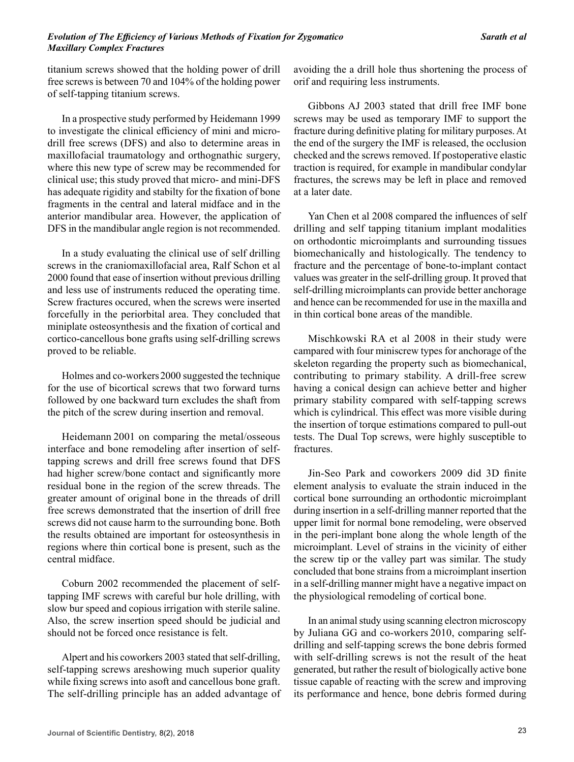titanium screws showed that the holding power of drill free screws is between 70 and 104% of the holding power of self-tapping titanium screws.

In a prospective study performed by Heidemann 1999 to investigate the clinical efficiency of mini and micro-drill free screws (DFS) and also to determine areas in maxillofacial traumatology and orthognathic surgery, where this new type of screw may be recommended for clinical use; this study proved that micro- and mini-DFS has adequate rigidity and stabilty for the fixation of bone fragments in the central and lateral midface and in the anterior mandibular area. However, the application of DFS in the mandibular angle region is not recommended.

In a study evaluating the clinical use of self drilling screws in the craniomaxillofacial area, Ralf Schon et al 2000 found that ease of insertion without previous drilling and less use of instruments reduced the operating time. Screw fractures occured, when the screws were inserted forcefully in the periorbital area. They concluded that miniplate osteosynthesis and the fixation of cortical and cortico-cancellous bone grafts using self-drilling screws proved to be reliable.

Holmes and co-workers 2000 suggested the technique for the use of bicortical screws that two forward turns followed by one backward turn excludes the shaft from the pitch of the screw during insertion and removal.

Heidemann 2001 on comparing the metal/osseous interface and bone remodeling after insertion of self-tapping screws and drill free screws found that DFS had higher screw/bone contact and significantly more residual bone in the region of the screw threads. The greater amount of original bone in the threads of drill free screws demonstrated that the insertion of drill free screws did not cause harm to the surrounding bone. Both the results obtained are important for osteosynthesis in regions where thin cortical bone is present, such as the central midface.

Coburn 2002 recommended the placement of self-tapping IMF screws with careful bur hole drilling, with slow bur speed and copious irrigation with sterile saline. Also, the screw insertion speed should be judicial and should not be forced once resistance is felt.

Alpert and his coworkers 2003 stated that self-drilling, self-tapping screws areshowing much superior quality while fixing screws into asoft and cancellous bone graft. The self-drilling principle has an added advantage of avoiding the a drill hole thus shortening the process of orif and requiring less instruments.

Gibbons AJ 2003 stated that drill free IMF bone screws may be used as temporary IMF to support the fracture during definitive plating for military purposes. At the end of the surgery the IMF is released, the occlusion checked and the screws removed. If postoperative elastic traction is required, for example in mandibular condylar fractures, the screws may be left in place and removed at a later date.

Yan Chen et al 2008 compared the influences of self drilling and self tapping titanium implant modalities on orthodontic microimplants and surrounding tissues biomechanically and histologically. The tendency to fracture and the percentage of bone-to-implant contact values was greater in the self-drilling group. It proved that self-drilling microimplants can provide better anchorage and hence can be recommended for use in the maxilla and in thin cortical bone areas of the mandible.

Mischkowski RA et al 2008 in their study were campared with four miniscrew types for anchorage of the skeleton regarding the property such as biomechanical, contributing to primary stability. A drill-free screw having a conical design can achieve better and higher primary stability compared with self-tapping screws which is cylindrical. This effect was more visible during the insertion of torque estimations compared to pull-out tests. The Dual Top screws, were highly susceptible to fractures.

Jin-Seo Park and coworkers 2009 did 3D finite element analysis to evaluate the strain induced in the cortical bone surrounding an orthodontic microimplant during insertion in a self-drilling manner reported that the upper limit for normal bone remodeling, were observed in the peri-implant bone along the whole length of the microimplant. Level of strains in the vicinity of either the screw tip or the valley part was similar. The study concluded that bone strains from a microimplant insertion in a self-drilling manner might have a negative impact on the physiological remodeling of cortical bone.

In an animal study using scanning electron microscopy by Juliana GG and co-workers 2010, comparing self-drilling and self-tapping screws the bone debris formed with self-drilling screws is not the result of the heat generated, but rather the result of biologically active bone tissue capable of reacting with the screw and improving its performance and hence, bone debris formed during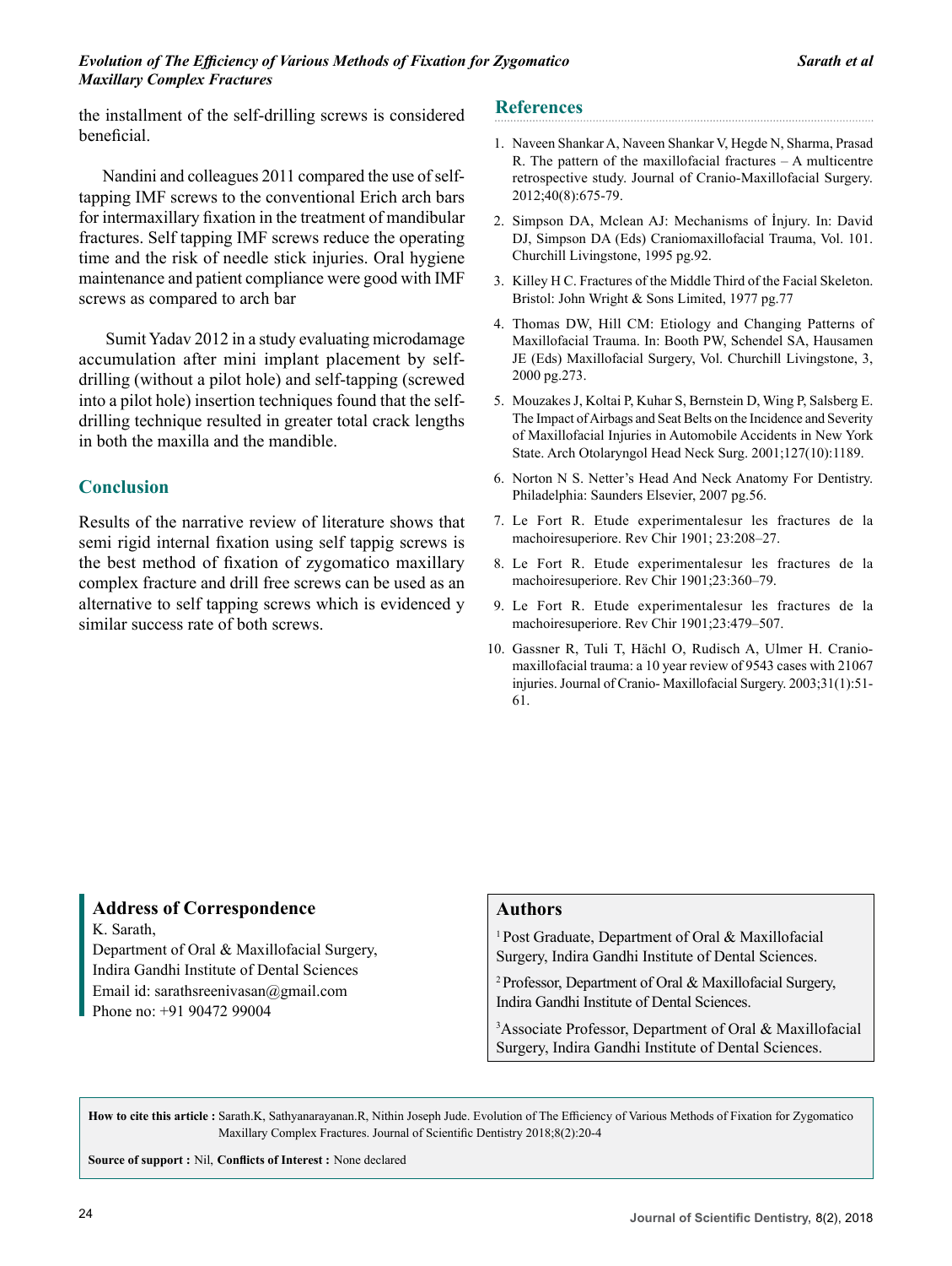the installment of the self-drilling screws is considered beneficial.

Nandini and colleagues 2011 compared the use of self-tapping IMF screws to the conventional Erich arch bars for intermaxillary fixation in the treatment of mandibular fractures. Self tapping IMF screws reduce the operating time and the risk of needle stick injuries. Oral hygiene maintenance and patient compliance were good with IMF screws as compared to arch bar

Sumit Yadav 2012 in a study evaluating microdamage accumulation after mini implant placement by self-drilling (without a pilot hole) and self-tapping (screwed into a pilot hole) insertion techniques found that the self-drilling technique resulted in greater total crack lengths in both the maxilla and the mandible.

## Conclusion

Results of the narrative review of literature shows that semi rigid internal fixation using self tappig screws is the best method of fixation of zygomatico maxillary complex fracture and drill free screws can be used as an alternative to self tapping screws which is evidenced y similar success rate of both screws.

## References

1. Naveen Shankar A, Naveen Shankar V, Hegde N, Sharma, Prasad R. The pattern of the maxillofacial fractures – A multicentre retrospective study. Journal of Cranio-Maxillofacial Surgery. 2012;40(8):675-79.
2. Simpson DA, Mclean AJ: Mechanisms of İnjury. In: David DJ, Simpson DA (Eds) Craniomaxillofacial Trauma, Vol. 101. Churchill Livingstone, 1995 pg.92.
3. Killey H C. Fractures of the Middle Third of the Facial Skeleton. Bristol: John Wright & Sons Limited, 1977 pg.77
4. Thomas DW, Hill CM: Etiology and Changing Patterns of Maxillofacial Trauma. In: Booth PW, Schendel SA, Hausamen JE (Eds) Maxillofacial Surgery, Vol. Churchill Livingstone, 3, 2000 pg.273.
5. Mouzakes J, Koltai P, Kuhar S, Bernstein D, Wing P, Salsberg E. The Impact of Airbags and Seat Belts on the Incidence and Severity of Maxillofacial Injuries in Automobile Accidents in New York State. Arch Otolaryngol Head Neck Surg. 2001;127(10):1189.
6. Norton N S. Netter's Head And Neck Anatomy For Dentistry. Philadelphia: Saunders Elsevier, 2007 pg.56.
7. Le Fort R. Etude experimentalesur les fractures de la machoiresuperiore. Rev Chir 1901; 23:208–27.
8. Le Fort R. Etude experimentalesur les fractures de la machoiresuperiore. Rev Chir 1901;23:360–79.
9. Le Fort R. Etude experimentalesur les fractures de la machoiresuperiore. Rev Chir 1901;23:479–507.
10. Gassner R, Tuli T, Hächl O, Rudisch A, Ulmer H. Cranio-maxillofacial trauma: a 10 year review of 9543 cases with 21067 injuries. Journal of Cranio- Maxillofacial Surgery. 2003;31(1):51-61.

## Address of Correspondence

K. Sarath,
Department of Oral & Maxillofacial Surgery,
Indira Gandhi Institute of Dental Sciences
Email id: sarathsreenivasan@gmail.com
Phone no: +91 90472 99004

## Authors

[1] Post Graduate, Department of Oral & Maxillofacial Surgery, Indira Gandhi Institute of Dental Sciences.

[2] Professor, Department of Oral & Maxillofacial Surgery, Indira Gandhi Institute of Dental Sciences.

[3] Associate Professor, Department of Oral & Maxillofacial Surgery, Indira Gandhi Institute of Dental Sciences.

**How to cite this article :** Sarath.K, Sathyanarayanan.R, Nithin Joseph Jude. Evolution of The Efficiency of Various Methods of Fixation for Zygomatico Maxillary Complex Fractures. Journal of Scientific Dentistry 2018;8(2):20-4

**Source of support :** Nil, **Conflicts of Interest :** None declared